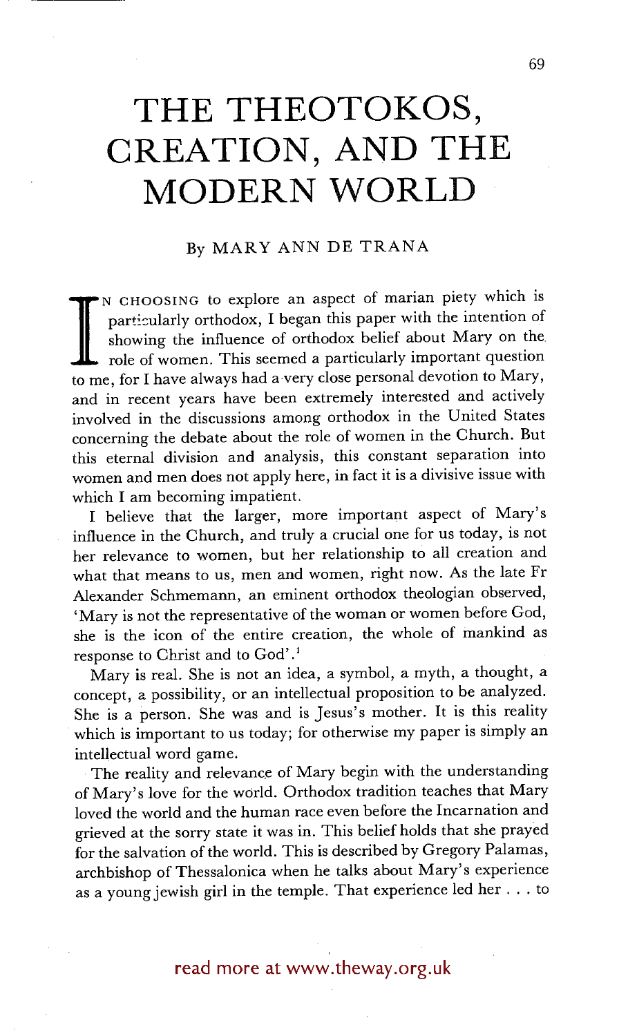# THE THEOTOKOS, CREATION, AND THE MODERN WORLD

By MARY ANN DE TRANA

In choosing to explore an aspect of marian piety which is particularly orthodox, I began this paper with the intention of showing the influence of orthodox belief about Mary on the role of women. This seemed a particularly important question to me, for I have always had a very close personal devotion to Mary, and in recent years have been extremely interested and actively involved in the discussions among orthodox in the United States concerning the debate about the role of women in the Church. But this eternal division and analysis, this constant separation into women and men does not apply here, in fact it is a divisive issue with which I am becoming impatient.

I believe that the larger, more important aspect of Mary's influence in the Church, and truly a crucial one for us today, is not her relevance to women, but her relationship to all creation and what that means to us, men and women, right now. As the late Fr Alexander Schmemann, an eminent orthodox theologian observed, 'Mary is not the representative of the woman or women before God, she is the icon of the entire creation, the whole of mankind as response to Christ and to God'.[1]

Mary is real. She is not an idea, a symbol, a myth, a thought, a concept, a possibility, or an intellectual proposition to be analyzed. She is a person. She was and is Jesus's mother. It is this reality which is important to us today; for otherwise my paper is simply an intellectual word game.

The reality and relevance of Mary begin with the understanding of Mary's love for the world. Orthodox tradition teaches that Mary loved the world and the human race even before the Incarnation and grieved at the sorry state it was in. This belief holds that she prayed for the salvation of the world. This is described by Gregory Palamas, archbishop of Thessalonica when he talks about Mary's experience as a young jewish girl in the temple. That experience led her . . . to

read more at www.theway.org.uk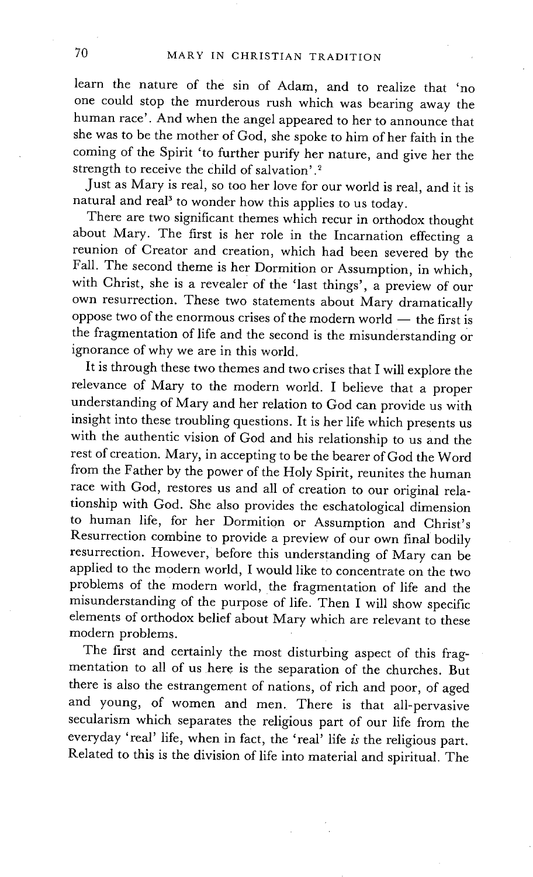learn the nature of the sin of Adam, and to realize that 'no one could stop the murderous rush which was bearing away the human race'. And when the angel appeared to her to announce that she was to be the mother of God, she spoke to him of her faith in the coming of the Spirit 'to further purify her nature, and give her the strength to receive the child of salvation'.[2]

Just as Mary is real, so too her love for our world is real, and it is natural and real[3] to wonder how this applies to us today.

There are two significant themes which recur in orthodox thought about Mary. The first is her role in the Incarnation effecting a reunion of Creator and creation, which had been severed by the Fall. The second theme is her Dormition or Assumption, in which, with Christ, she is a revealer of the 'last things', a preview of our own resurrection. These two statements about Mary dramatically oppose two of the enormous crises of the modern world — the first is the fragmentation of life and the second is the misunderstanding or ignorance of why we are in this world.

It is through these two themes and two crises that I will explore the relevance of Mary to the modern world. I believe that a proper understanding of Mary and her relation to God can provide us with insight into these troubling questions. It is her life which presents us with the authentic vision of God and his relationship to us and the rest of creation. Mary, in accepting to be the bearer of God the Word from the Father by the power of the Holy Spirit, reunites the human race with God, restores us and all of creation to our original relationship with God. She also provides the eschatological dimension to human life, for her Dormition or Assumption and Christ's Resurrection combine to provide a preview of our own final bodily resurrection. However, before this understanding of Mary can be applied to the modern world, I would like to concentrate on the two problems of the modern world, the fragmentation of life and the misunderstanding of the purpose of life. Then I will show specific elements of orthodox belief about Mary which are relevant to these modern problems.

The first and certainly the most disturbing aspect of this fragmentation to all of us here is the separation of the churches. But there is also the estrangement of nations, of rich and poor, of aged and young, of women and men. There is that all-pervasive secularism which separates the religious part of our life from the everyday 'real' life, when in fact, the 'real' life *is* the religious part. Related to this is the division of life into material and spiritual. The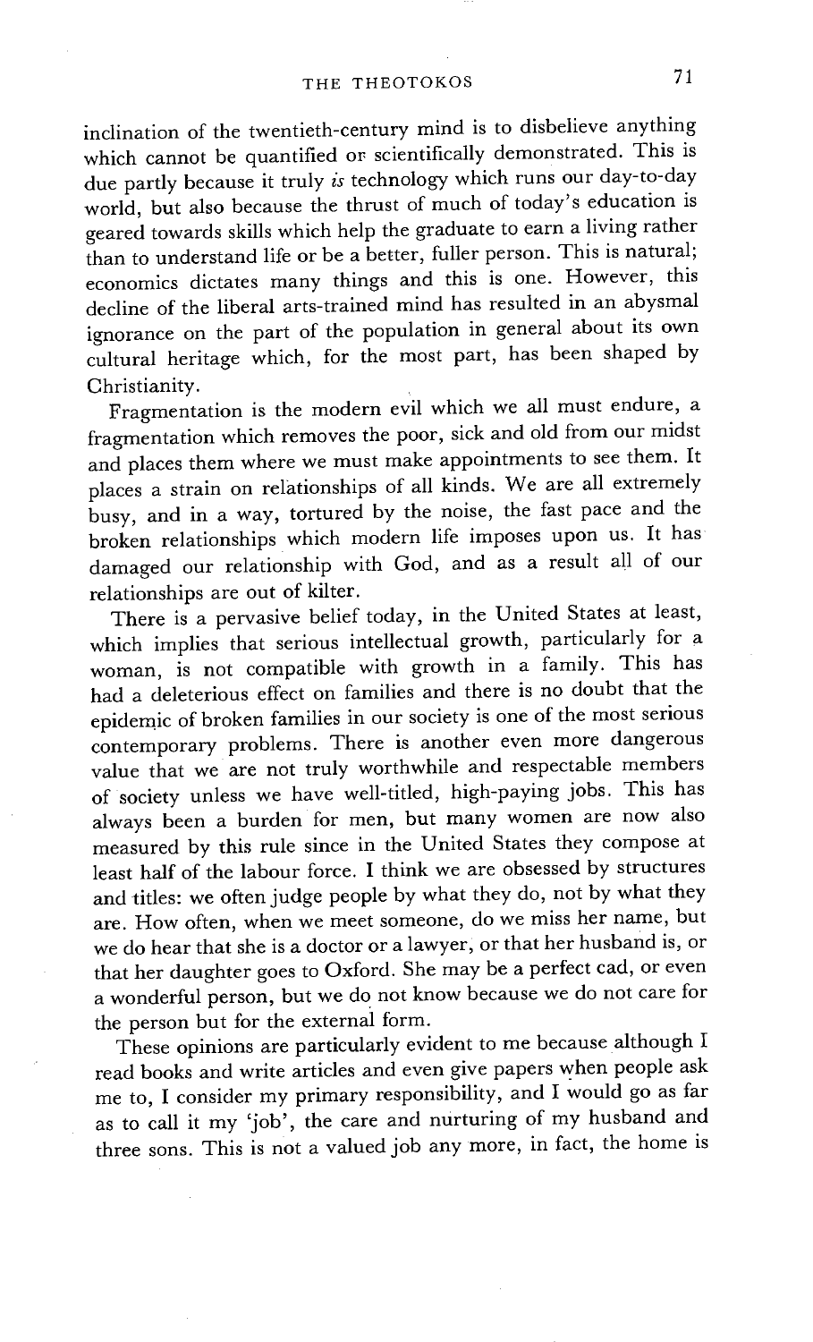inclination of the twentieth-century mind is to disbelieve anything which cannot be quantified or scientifically demonstrated. This is due partly because it truly *is* technology which runs our day-to-day world, but also because the thrust of much of today's education is geared towards skills which help the graduate to earn a living rather than to understand life or be a better, fuller person. This is natural; economics dictates many things and this is one. However, this decline of the liberal arts-trained mind has resulted in an abysmal ignorance on the part of the population in general about its own cultural heritage which, for the most part, has been shaped by Christianity.

Fragmentation is the modern evil which we all must endure, a fragmentation which removes the poor, sick and old from our midst and places them where we must make appointments to see them. It places a strain on relationships of all kinds. We are all extremely busy, and in a way, tortured by the noise, the fast pace and the broken relationships which modern life imposes upon us. It has damaged our relationship with God, and as a result all of our relationships are out of kilter.

There is a pervasive belief today, in the United States at least, which implies that serious intellectual growth, particularly for a woman, is not compatible with growth in a family. This has had a deleterious effect on families and there is no doubt that the epidemic of broken families in our society is one of the most serious contemporary problems. There is another even more dangerous value that we are not truly worthwhile and respectable members of society unless we have well-titled, high-paying jobs. This has always been a burden for men, but many women are now also measured by this rule since in the United States they compose at least half of the labour force. I think we are obsessed by structures and titles: we often judge people by what they do, not by what they are. How often, when we meet someone, do we miss her name, but we do hear that she is a doctor or a lawyer, or that her husband is, or that her daughter goes to Oxford. She may be a perfect cad, or even a wonderful person, but we do not know because we do not care for the person but for the external form.

These opinions are particularly evident to me because although I read books and write articles and even give papers when people ask me to, I consider my primary responsibility, and I would go as far as to call it my 'job', the care and nurturing of my husband and three sons. This is not a valued job any more, in fact, the home is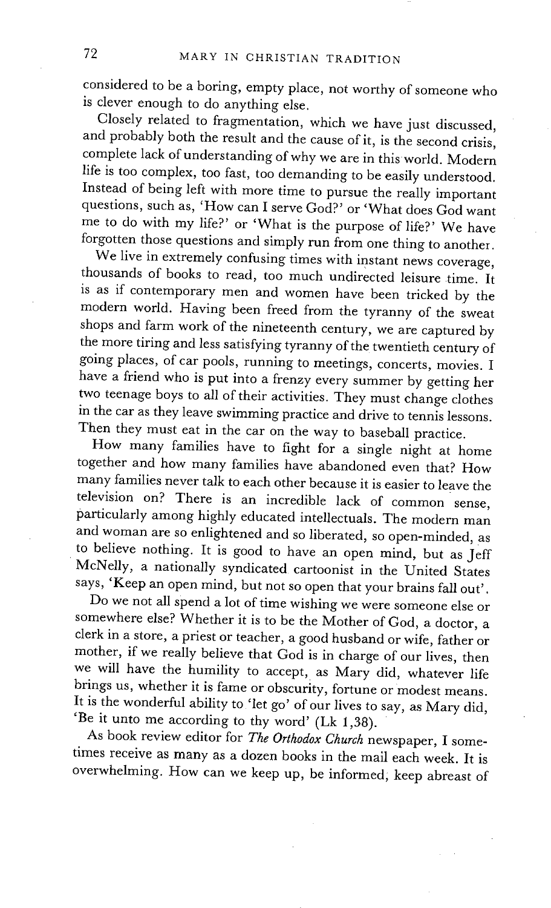considered to be a boring, empty place, not worthy of someone who is clever enough to do anything else.

Closely related to fragmentation, which we have just discussed, and probably both the result and the cause of it, is the second crisis, complete lack of understanding of why we are in this world. Modern life is too complex, too fast, too demanding to be easily understood. Instead of being left with more time to pursue the really important questions, such as, 'How can I serve God?' or 'What does God want me to do with my life?' or 'What is the purpose of life?' We have forgotten those questions and simply run from one thing to another.

We live in extremely confusing times with instant news coverage, thousands of books to read, too much undirected leisure time. It is as if contemporary men and women have been tricked by the modern world. Having been freed from the tyranny of the sweat shops and farm work of the nineteenth century, we are captured by the more tiring and less satisfying tyranny of the twentieth century of going places, of car pools, running to meetings, concerts, movies. I have a friend who is put into a frenzy every summer by getting her two teenage boys to all of their activities. They must change clothes in the car as they leave swimming practice and drive to tennis lessons. Then they must eat in the car on the way to baseball practice.

How many families have to fight for a single night at home together and how many families have abandoned even that? How many families never talk to each other because it is easier to leave the television on? There is an incredible lack of common sense, particularly among highly educated intellectuals. The modern man and woman are so enlightened and so liberated, so open-minded, as to believe nothing. It is good to have an open mind, but as Jeff McNelly, a nationally syndicated cartoonist in the United States says, 'Keep an open mind, but not so open that your brains fall out'.

Do we not all spend a lot of time wishing we were someone else or somewhere else? Whether it is to be the Mother of God, a doctor, a clerk in a store, a priest or teacher, a good husband or wife, father or mother, if we really believe that God is in charge of our lives, then we will have the humility to accept, as Mary did, whatever life brings us, whether it is fame or obscurity, fortune or modest means. It is the wonderful ability to 'let go' of our lives to say, as Mary did, 'Be it unto me according to thy word' (Lk 1,38).

As book review editor for *The Orthodox Church* newspaper, I sometimes receive as many as a dozen books in the mail each week. It is overwhelming. How can we keep up, be informed, keep abreast of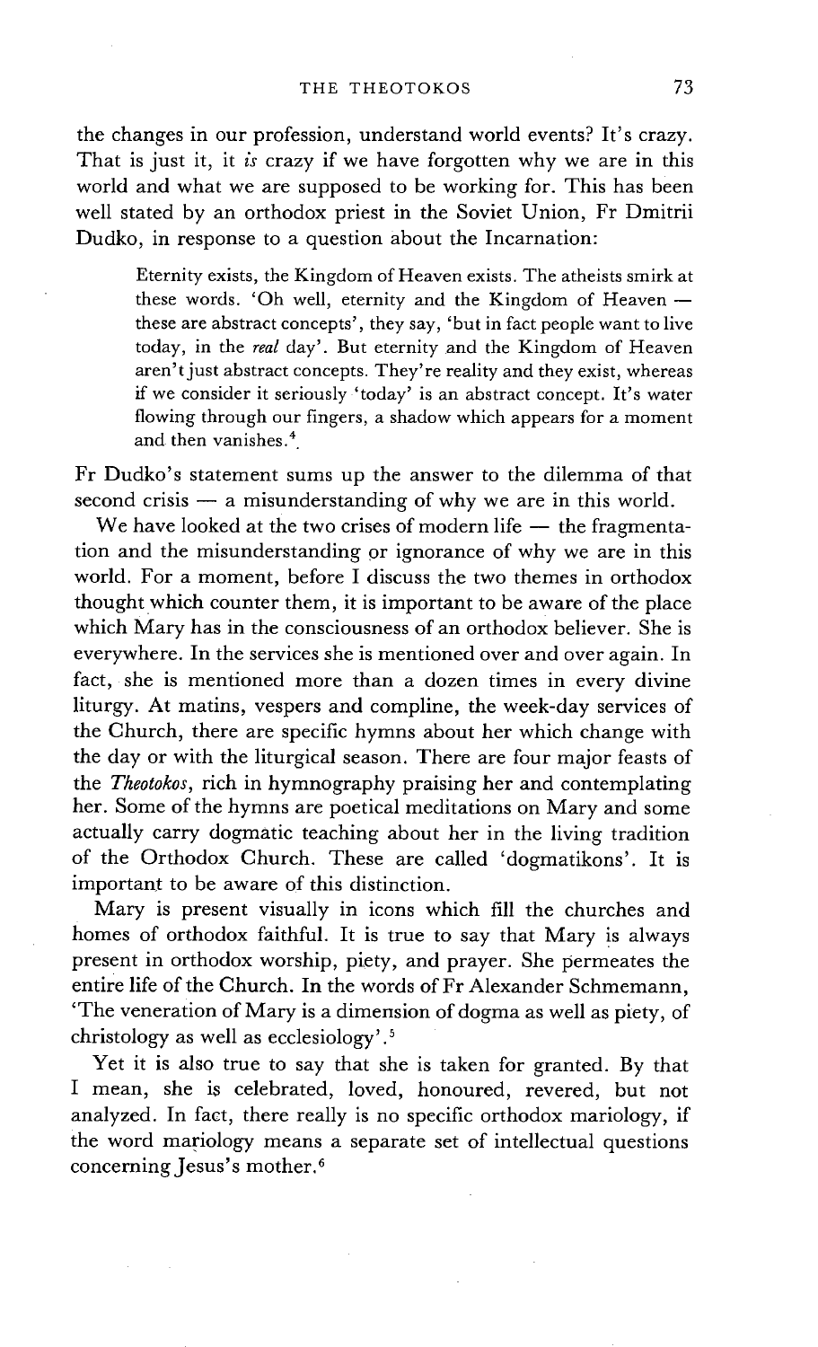the changes in our profession, understand world events? It's crazy. That is just it, it *is* crazy if we have forgotten why we are in this world and what we are supposed to be working for. This has been well stated by an orthodox priest in the Soviet Union, Fr Dmitrii Dudko, in response to a question about the Incarnation:

> Eternity exists, the Kingdom of Heaven exists. The atheists smirk at these words. 'Oh well, eternity and the Kingdom of Heaven — these are abstract concepts', they say, 'but in fact people want to live today, in the *real* day'. But eternity and the Kingdom of Heaven aren't just abstract concepts. They're reality and they exist, whereas if we consider it seriously 'today' is an abstract concept. It's water flowing through our fingers, a shadow which appears for a moment and then vanishes.[4]

Fr Dudko's statement sums up the answer to the dilemma of that second crisis — a misunderstanding of why we are in this world.

We have looked at the two crises of modern life — the fragmentation and the misunderstanding or ignorance of why we are in this world. For a moment, before I discuss the two themes in orthodox thought which counter them, it is important to be aware of the place which Mary has in the consciousness of an orthodox believer. She is everywhere. In the services she is mentioned over and over again. In fact, she is mentioned more than a dozen times in every divine liturgy. At matins, vespers and compline, the week-day services of the Church, there are specific hymns about her which change with the day or with the liturgical season. There are four major feasts of the *Theotokos*, rich in hymnography praising her and contemplating her. Some of the hymns are poetical meditations on Mary and some actually carry dogmatic teaching about her in the living tradition of the Orthodox Church. These are called 'dogmatikons'. It is important to be aware of this distinction.

Mary is present visually in icons which fill the churches and homes of orthodox faithful. It is true to say that Mary is always present in orthodox worship, piety, and prayer. She permeates the entire life of the Church. In the words of Fr Alexander Schmemann, 'The veneration of Mary is a dimension of dogma as well as piety, of christology as well as ecclesiology'.[5]

Yet it is also true to say that she is taken for granted. By that I mean, she is celebrated, loved, honoured, revered, but not analyzed. In fact, there really is no specific orthodox mariology, if the word mariology means a separate set of intellectual questions concerning Jesus's mother.[6]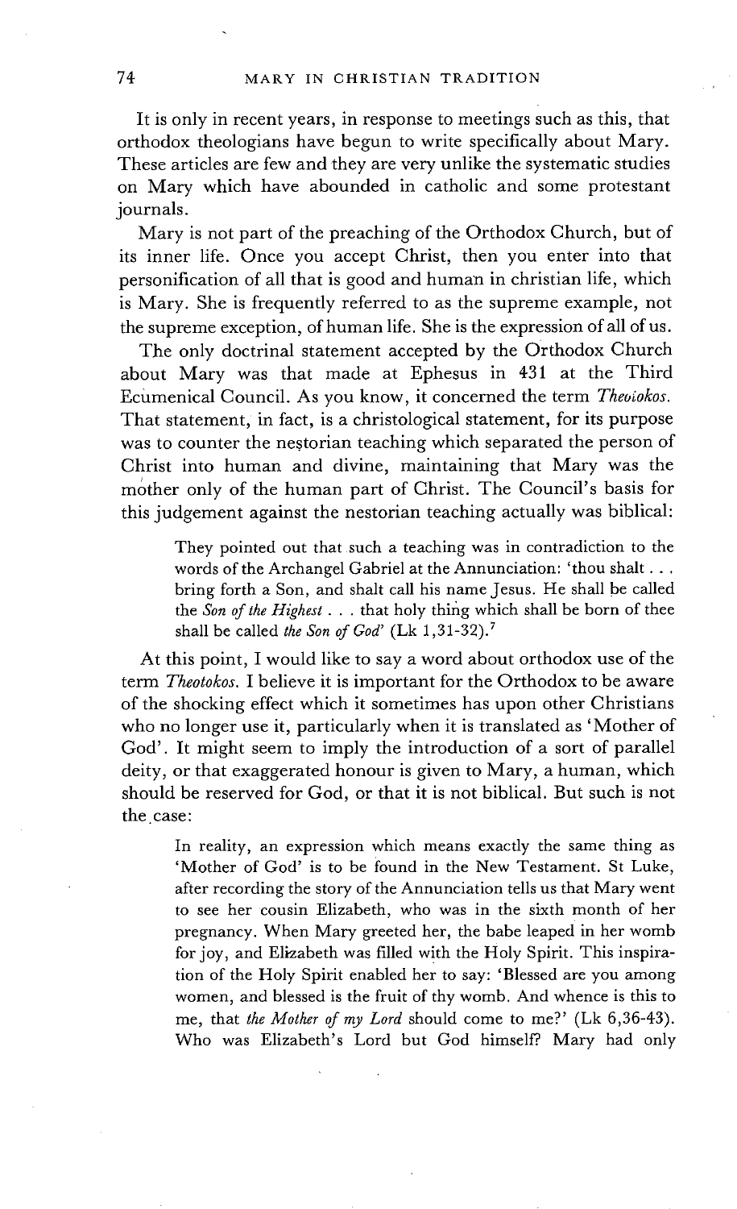It is only in recent years, in response to meetings such as this, that orthodox theologians have begun to write specifically about Mary. These articles are few and they are very unlike the systematic studies on Mary which have abounded in catholic and some protestant journals.

Mary is not part of the preaching of the Orthodox Church, but of its inner life. Once you accept Christ, then you enter into that personification of all that is good and human in christian life, which is Mary. She is frequently referred to as the supreme example, not the supreme exception, of human life. She is the expression of all of us.

The only doctrinal statement accepted by the Orthodox Church about Mary was that made at Ephesus in 431 at the Third Ecumenical Council. As you know, it concerned the term *Theotokos.* That statement, in fact, is a christological statement, for its purpose was to counter the nestorian teaching which separated the person of Christ into human and divine, maintaining that Mary was the mother only of the human part of Christ. The Council's basis for this judgement against the nestorian teaching actually was biblical:

> They pointed out that such a teaching was in contradiction to the words of the Archangel Gabriel at the Annunciation: 'thou shalt . . . bring forth a Son, and shalt call his name Jesus. He shall be called the *Son of the Highest* . . . that holy thing which shall be born of thee shall be called *the Son of God*' (Lk 1,31-32).[7]

At this point, I would like to say a word about orthodox use of the term *Theotokos.* I believe it is important for the Orthodox to be aware of the shocking effect which it sometimes has upon other Christians who no longer use it, particularly when it is translated as 'Mother of God'. It might seem to imply the introduction of a sort of parallel deity, or that exaggerated honour is given to Mary, a human, which should be reserved for God, or that it is not biblical. But such is not the case:

> In reality, an expression which means exactly the same thing as 'Mother of God' is to be found in the New Testament. St Luke, after recording the story of the Annunciation tells us that Mary went to see her cousin Elizabeth, who was in the sixth month of her pregnancy. When Mary greeted her, the babe leaped in her womb for joy, and Elizabeth was filled with the Holy Spirit. This inspiration of the Holy Spirit enabled her to say: 'Blessed are you among women, and blessed is the fruit of thy womb. And whence is this to me, that *the Mother of my Lord* should come to me?' (Lk 6,36-43). Who was Elizabeth's Lord but God himself? Mary had only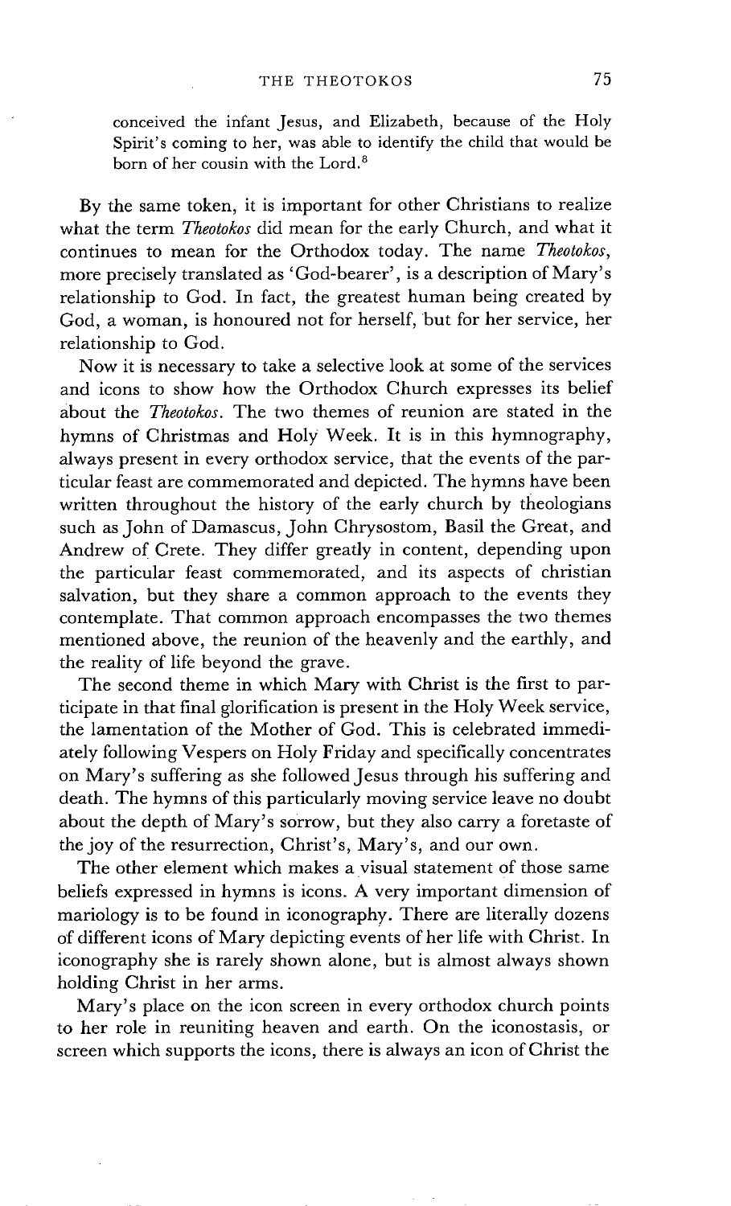conceived the infant Jesus, and Elizabeth, because of the Holy Spirit's coming to her, was able to identify the child that would be born of her cousin with the Lord.[8]

By the same token, it is important for other Christians to realize what the term *Theotokos* did mean for the early Church, and what it continues to mean for the Orthodox today. The name *Theotokos*, more precisely translated as 'God-bearer', is a description of Mary's relationship to God. In fact, the greatest human being created by God, a woman, is honoured not for herself, but for her service, her relationship to God.

Now it is necessary to take a selective look at some of the services and icons to show how the Orthodox Church expresses its belief about the *Theotokos*. The two themes of reunion are stated in the hymns of Christmas and Holy Week. It is in this hymnography, always present in every orthodox service, that the events of the particular feast are commemorated and depicted. The hymns have been written throughout the history of the early church by theologians such as John of Damascus, John Chrysostom, Basil the Great, and Andrew of Crete. They differ greatly in content, depending upon the particular feast commemorated, and its aspects of christian salvation, but they share a common approach to the events they contemplate. That common approach encompasses the two themes mentioned above, the reunion of the heavenly and the earthly, and the reality of life beyond the grave.

The second theme in which Mary with Christ is the first to participate in that final glorification is present in the Holy Week service, the lamentation of the Mother of God. This is celebrated immediately following Vespers on Holy Friday and specifically concentrates on Mary's suffering as she followed Jesus through his suffering and death. The hymns of this particularly moving service leave no doubt about the depth of Mary's sorrow, but they also carry a foretaste of the joy of the resurrection, Christ's, Mary's, and our own.

The other element which makes a visual statement of those same beliefs expressed in hymns is icons. A very important dimension of mariology is to be found in iconography. There are literally dozens of different icons of Mary depicting events of her life with Christ. In iconography she is rarely shown alone, but is almost always shown holding Christ in her arms.

Mary's place on the icon screen in every orthodox church points to her role in reuniting heaven and earth. On the iconostasis, or screen which supports the icons, there is always an icon of Christ the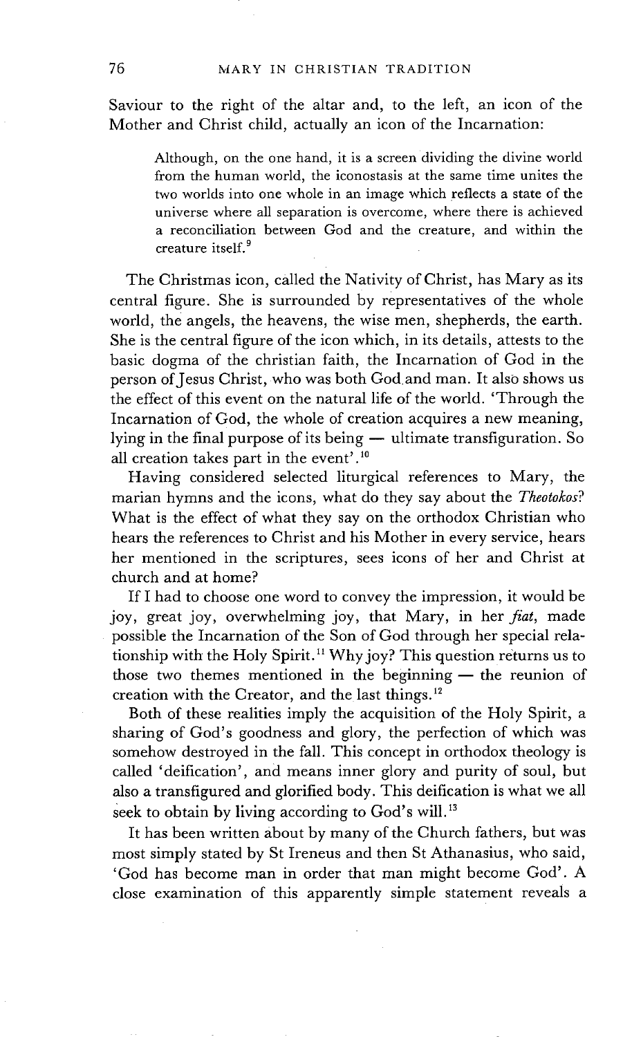Saviour to the right of the altar and, to the left, an icon of the Mother and Christ child, actually an icon of the Incarnation:

> Although, on the one hand, it is a screen dividing the divine world from the human world, the iconostasis at the same time unites the two worlds into one whole in an image which reflects a state of the universe where all separation is overcome, where there is achieved a reconciliation between God and the creature, and within the creature itself.[9]

The Christmas icon, called the Nativity of Christ, has Mary as its central figure. She is surrounded by representatives of the whole world, the angels, the heavens, the wise men, shepherds, the earth. She is the central figure of the icon which, in its details, attests to the basic dogma of the christian faith, the Incarnation of God in the person of Jesus Christ, who was both God and man. It also shows us the effect of this event on the natural life of the world. 'Through the Incarnation of God, the whole of creation acquires a new meaning, lying in the final purpose of its being — ultimate transfiguration. So all creation takes part in the event'.[10]

Having considered selected liturgical references to Mary, the marian hymns and the icons, what do they say about the *Theotokos*? What is the effect of what they say on the orthodox Christian who hears the references to Christ and his Mother in every service, hears her mentioned in the scriptures, sees icons of her and Christ at church and at home?

If I had to choose one word to convey the impression, it would be joy, great joy, overwhelming joy, that Mary, in her *fiat*, made possible the Incarnation of the Son of God through her special relationship with the Holy Spirit.[11] Why joy? This question returns us to those two themes mentioned in the beginning — the reunion of creation with the Creator, and the last things.[12]

Both of these realities imply the acquisition of the Holy Spirit, a sharing of God's goodness and glory, the perfection of which was somehow destroyed in the fall. This concept in orthodox theology is called 'deification', and means inner glory and purity of soul, but also a transfigured and glorified body. This deification is what we all seek to obtain by living according to God's will.[13]

It has been written about by many of the Church fathers, but was most simply stated by St Ireneus and then St Athanasius, who said, 'God has become man in order that man might become God'. A close examination of this apparently simple statement reveals a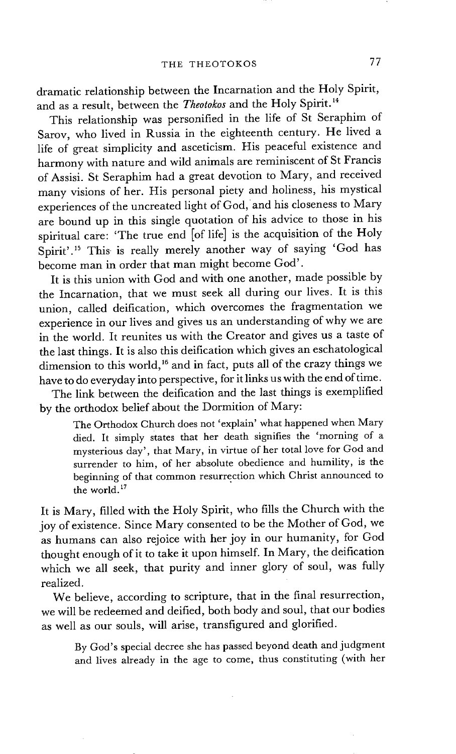dramatic relationship between the Incarnation and the Holy Spirit, and as a result, between the *Theotokos* and the Holy Spirit.[14]

This relationship was personified in the life of St Seraphim of Sarov, who lived in Russia in the eighteenth century. He lived a life of great simplicity and asceticism. His peaceful existence and harmony with nature and wild animals are reminiscent of St Francis of Assisi. St Seraphim had a great devotion to Mary, and received many visions of her. His personal piety and holiness, his mystical experiences of the uncreated light of God, and his closeness to Mary are bound up in this single quotation of his advice to those in his spiritual care: 'The true end [of life] is the acquisition of the Holy Spirit'.[15] This is really merely another way of saying 'God has become man in order that man might become God'.

It is this union with God and with one another, made possible by the Incarnation, that we must seek all during our lives. It is this union, called deification, which overcomes the fragmentation we experience in our lives and gives us an understanding of why we are in the world. It reunites us with the Creator and gives us a taste of the last things. It is also this deification which gives an eschatological dimension to this world,[16] and in fact, puts all of the crazy things we have to do everyday into perspective, for it links us with the end of time.

The link between the deification and the last things is exemplified by the orthodox belief about the Dormition of Mary:

> The Orthodox Church does not 'explain' what happened when Mary died. It simply states that her death signifies the 'morning of a mysterious day', that Mary, in virtue of her total love for God and surrender to him, of her absolute obedience and humility, is the beginning of that common resurrection which Christ announced to the world.[17]

It is Mary, filled with the Holy Spirit, who fills the Church with the joy of existence. Since Mary consented to be the Mother of God, we as humans can also rejoice with her joy in our humanity, for God thought enough of it to take it upon himself. In Mary, the deification which we all seek, that purity and inner glory of soul, was fully realized.

We believe, according to scripture, that in the final resurrection, we will be redeemed and deified, both body and soul, that our bodies as well as our souls, will arise, transfigured and glorified.

> By God's special decree she has passed beyond death and judgment and lives already in the age to come, thus constituting (with her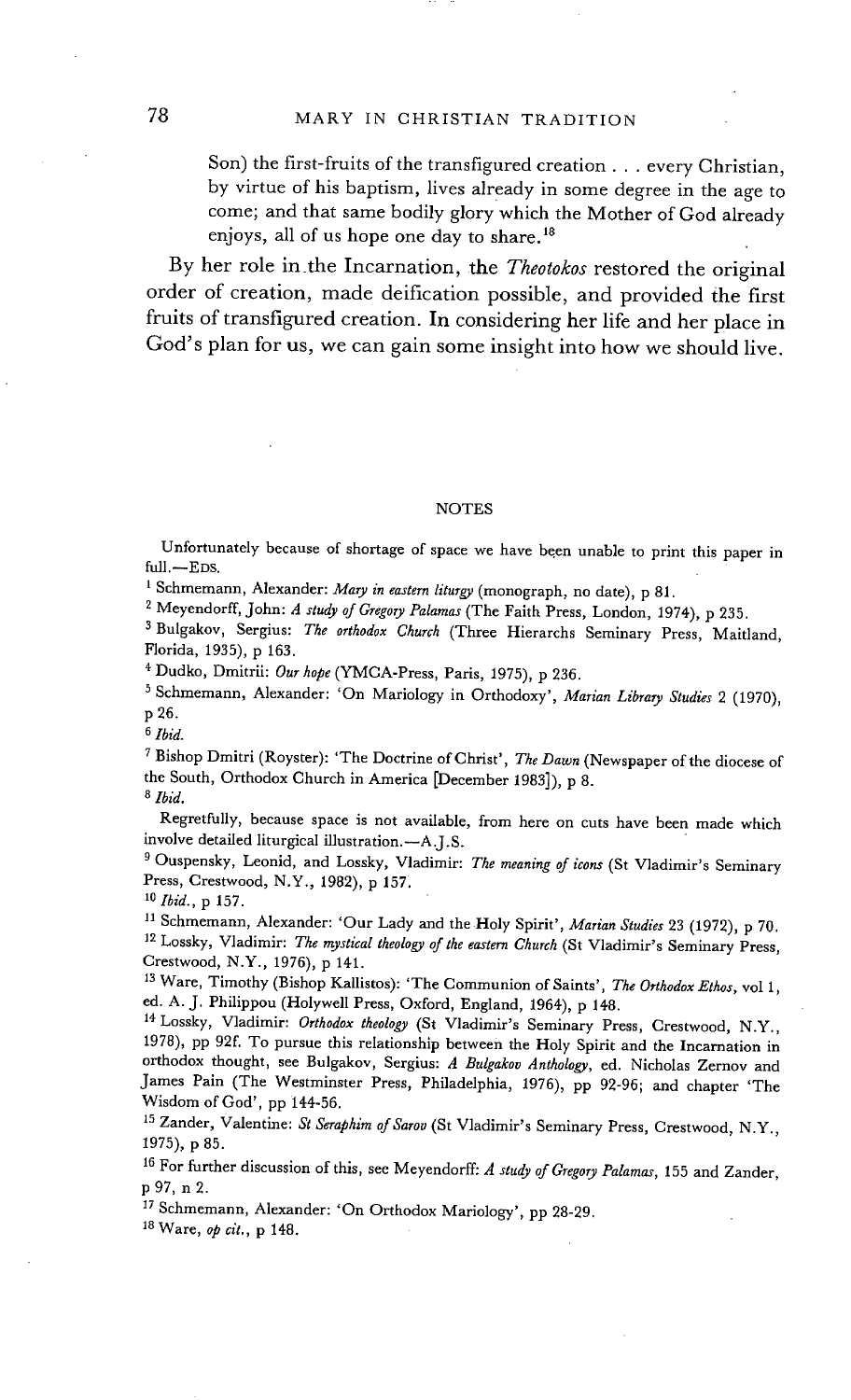> Son) the first-fruits of the transfigured creation . . . every Christian, by virtue of his baptism, lives already in some degree in the age to come; and that same bodily glory which the Mother of God already enjoys, all of us hope one day to share.[18]

By her role in the Incarnation, the *Theotokos* restored the original order of creation, made deification possible, and provided the first fruits of transfigured creation. In considering her life and her place in God's plan for us, we can gain some insight into how we should live.

## NOTES

Unfortunately because of shortage of space we have been unable to print this paper in full.—EDS.

[1] Schmemann, Alexander: *Mary in eastern liturgy* (monograph, no date), p 81.

[2] Meyendorff, John: *A study of Gregory Palamas* (The Faith Press, London, 1974), p 235.

[3] Bulgakov, Sergius: *The orthodox Church* (Three Hierarchs Seminary Press, Maitland, Florida, 1935), p 163.

[4] Dudko, Dmitrii: *Our hope* (YMCA-Press, Paris, 1975), p 236.

[5] Schmemann, Alexander: 'On Mariology in Orthodoxy', *Marian Library Studies* 2 (1970), p 26.

[6] *Ibid.*

[7] Bishop Dmitri (Royster): 'The Doctrine of Christ', *The Dawn* (Newspaper of the diocese of the South, Orthodox Church in America [December 1983]), p 8.

[8] *Ibid.*

Regretfully, because space is not available, from here on cuts have been made which involve detailed liturgical illustration.—A.J.S.

[9] Ouspensky, Leonid, and Lossky, Vladimir: *The meaning of icons* (St Vladimir's Seminary Press, Crestwood, N.Y., 1982), p 157.

[10] *Ibid.*, p 157.

[11] Schmemann, Alexander: 'Our Lady and the Holy Spirit', *Marian Studies* 23 (1972), p 70.

[12] Lossky, Vladimir: *The mystical theology of the eastern Church* (St Vladimir's Seminary Press, Crestwood, N.Y., 1976), p 141.

[13] Ware, Timothy (Bishop Kallistos): 'The Communion of Saints', *The Orthodox Ethos*, vol 1, ed. A. J. Philippou (Holywell Press, Oxford, England, 1964), p 148.

[14] Lossky, Vladimir: *Orthodox theology* (St Vladimir's Seminary Press, Crestwood, N.Y., 1978), pp 92f. To pursue this relationship between the Holy Spirit and the Incarnation in orthodox thought, see Bulgakov, Sergius: *A Bulgakov Anthology*, ed. Nicholas Zernov and James Pain (The Westminster Press, Philadelphia, 1976), pp 92-96; and chapter 'The Wisdom of God', pp 144-56.

[15] Zander, Valentine: *St Seraphim of Sarov* (St Vladimir's Seminary Press, Crestwood, N.Y., 1975), p 85.

[16] For further discussion of this, see Meyendorff: *A study of Gregory Palamas*, 155 and Zander, p 97, n 2.

[17] Schmemann, Alexander: 'On Orthodox Mariology', pp 28-29.

[18] Ware, *op cit.*, p 148.